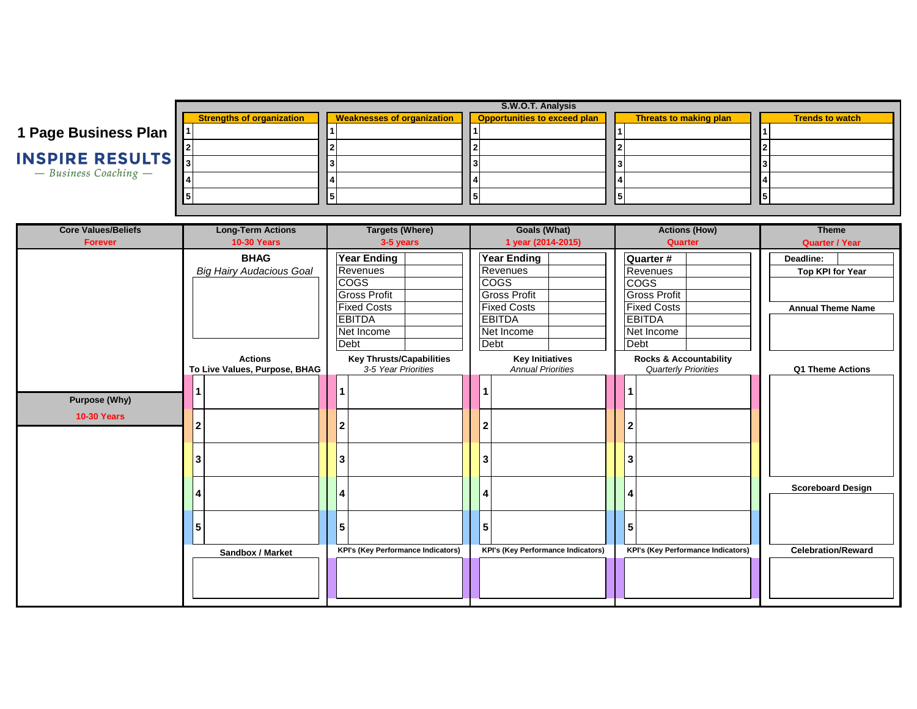# 1 Page Business Plan

**INSPIRE RESULTS**
— Business Coaching —

## S.W.O.T. Analysis

| | Strengths of organization | | Weaknesses of organization | | Opportunities to exceed plan | | Threats to making plan | | Trends to watch |
|---|---|---|---|---|---|---|---|---|---|
| 1 | | 1 | | 1 | | 1 | | 1 | |
| 2 | | 2 | | 2 | | 2 | | 2 | |
| 3 | | 3 | | 3 | | 3 | | 3 | |
| 4 | | 4 | | 4 | | 4 | | 4 | |
| 5 | | 5 | | 5 | | 5 | | 5 | |

## Core Values/Beliefs
Forever

## Purpose (Why)
10-30 Years

## Long-Term Actions
10-30 Years

**BHAG**
*Big Hairy Audacious Goal*

**Actions**
**To Live Values, Purpose, BHAG**

| | |
|---|---|
| 1 | |
| 2 | |
| 3 | |
| 4 | |
| 5 | |

**Sandbox / Market**

## Targets (Where)
3-5 years

| Year Ending | |
|---|---|
| Revenues | |
| COGS | |
| Gross Profit | |
| Fixed Costs | |
| EBITDA | |
| Net Income | |
| Debt | |

**Key Thrusts/Capabilities**
*3-5 Year Priorities*

| | |
|---|---|
| 1 | |
| 2 | |
| 3 | |
| 4 | |
| 5 | |

**KPI's (Key Performance Indicators)**

## Goals (What)
1 year (2014-2015)

| Year Ending | |
|---|---|
| Revenues | |
| COGS | |
| Gross Profit | |
| Fixed Costs | |
| EBITDA | |
| Net Income | |
| Debt | |

**Key Initiatives**
*Annual Priorities*

| | |
|---|---|
| 1 | |
| 2 | |
| 3 | |
| 4 | |
| 5 | |

**KPI's (Key Performance Indicators)**

## Actions (How)
Quarter

| Quarter # | |
|---|---|
| Revenues | |
| COGS | |
| Gross Profit | |
| Fixed Costs | |
| EBITDA | |
| Net Income | |
| Debt | |

**Rocks & Accountability**
*Quarterly Priorities*

| | |
|---|---|
| 1 | |
| 2 | |
| 3 | |
| 4 | |
| 5 | |

**KPI's (Key Performance Indicators)**

## Theme
Quarter / Year

| Deadline: | |
|---|---|

**Top KPI for Year**

**Annual Theme Name**

**Q1 Theme Actions**

**Scoreboard Design**

**Celebration/Reward**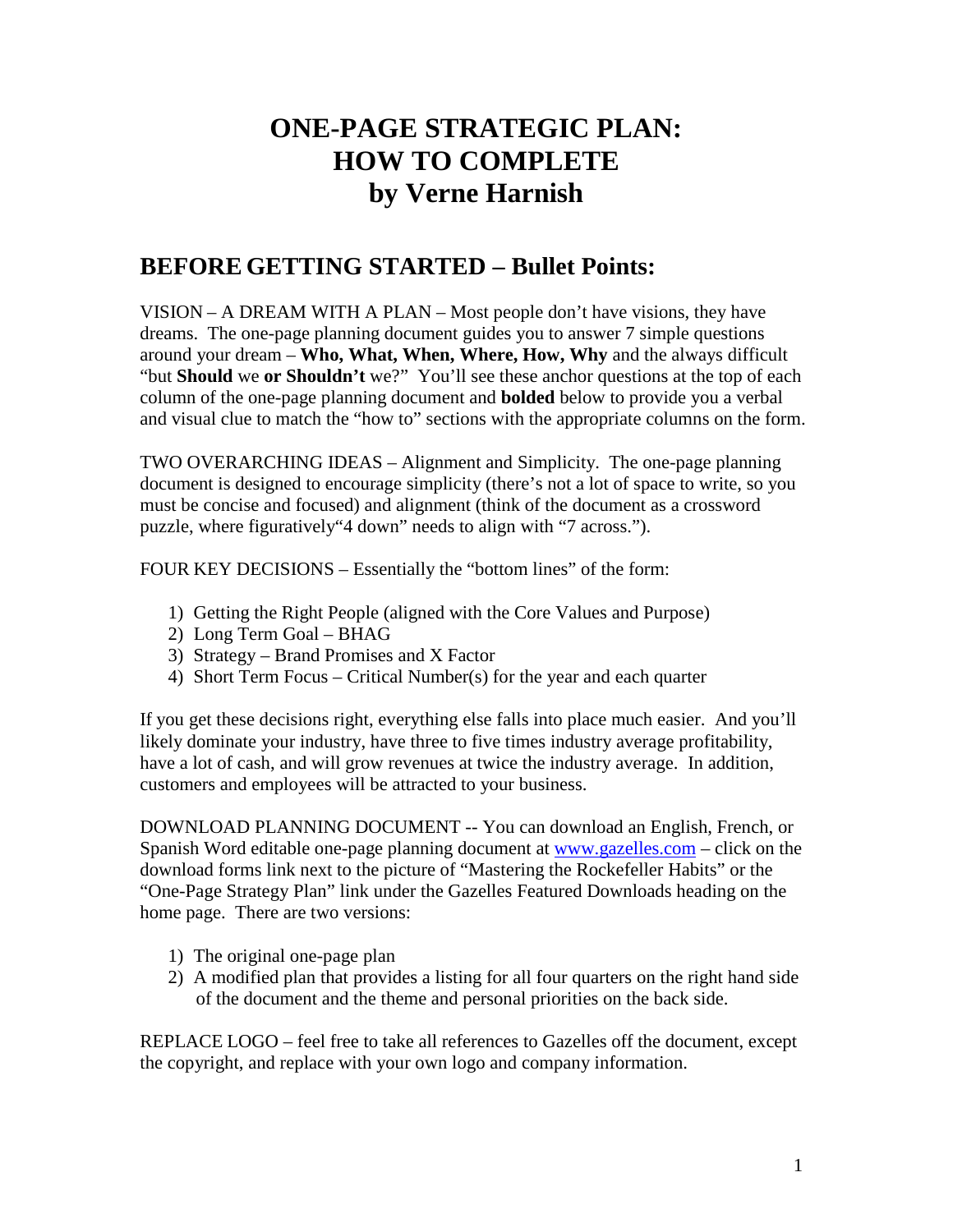# ONE-PAGE STRATEGIC PLAN: HOW TO COMPLETE by Verne Harnish

## BEFORE GETTING STARTED – Bullet Points:

VISION – A DREAM WITH A PLAN – Most people don't have visions, they have dreams. The one-page planning document guides you to answer 7 simple questions around your dream – **Who, What, When, Where, How, Why** and the always difficult "but **Should** we **or Shouldn't** we?" You'll see these anchor questions at the top of each column of the one-page planning document and **bolded** below to provide you a verbal and visual clue to match the "how to" sections with the appropriate columns on the form.

TWO OVERARCHING IDEAS – Alignment and Simplicity. The one-page planning document is designed to encourage simplicity (there's not a lot of space to write, so you must be concise and focused) and alignment (think of the document as a crossword puzzle, where figuratively"4 down" needs to align with "7 across.").

FOUR KEY DECISIONS – Essentially the "bottom lines" of the form:

1) Getting the Right People (aligned with the Core Values and Purpose)
2) Long Term Goal – BHAG
3) Strategy – Brand Promises and X Factor
4) Short Term Focus – Critical Number(s) for the year and each quarter

If you get these decisions right, everything else falls into place much easier. And you'll likely dominate your industry, have three to five times industry average profitability, have a lot of cash, and will grow revenues at twice the industry average. In addition, customers and employees will be attracted to your business.

DOWNLOAD PLANNING DOCUMENT -- You can download an English, French, or Spanish Word editable one-page planning document at www.gazelles.com – click on the download forms link next to the picture of "Mastering the Rockefeller Habits" or the "One-Page Strategy Plan" link under the Gazelles Featured Downloads heading on the home page. There are two versions:

1) The original one-page plan
2) A modified plan that provides a listing for all four quarters on the right hand side of the document and the theme and personal priorities on the back side.

REPLACE LOGO – feel free to take all references to Gazelles off the document, except the copyright, and replace with your own logo and company information.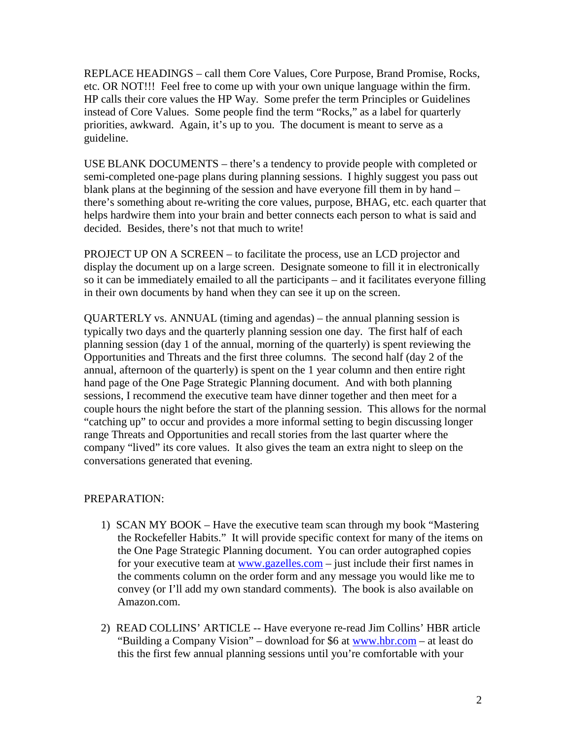REPLACE HEADINGS – call them Core Values, Core Purpose, Brand Promise, Rocks, etc. OR NOT!!! Feel free to come up with your own unique language within the firm. HP calls their core values the HP Way. Some prefer the term Principles or Guidelines instead of Core Values. Some people find the term "Rocks," as a label for quarterly priorities, awkward. Again, it's up to you. The document is meant to serve as a guideline.

USE BLANK DOCUMENTS – there's a tendency to provide people with completed or semi-completed one-page plans during planning sessions. I highly suggest you pass out blank plans at the beginning of the session and have everyone fill them in by hand – there's something about re-writing the core values, purpose, BHAG, etc. each quarter that helps hardwire them into your brain and better connects each person to what is said and decided. Besides, there's not that much to write!

PROJECT UP ON A SCREEN – to facilitate the process, use an LCD projector and display the document up on a large screen. Designate someone to fill it in electronically so it can be immediately emailed to all the participants – and it facilitates everyone filling in their own documents by hand when they can see it up on the screen.

QUARTERLY vs. ANNUAL (timing and agendas) – the annual planning session is typically two days and the quarterly planning session one day. The first half of each planning session (day 1 of the annual, morning of the quarterly) is spent reviewing the Opportunities and Threats and the first three columns. The second half (day 2 of the annual, afternoon of the quarterly) is spent on the 1 year column and then entire right hand page of the One Page Strategic Planning document. And with both planning sessions, I recommend the executive team have dinner together and then meet for a couple hours the night before the start of the planning session. This allows for the normal "catching up" to occur and provides a more informal setting to begin discussing longer range Threats and Opportunities and recall stories from the last quarter where the company "lived" its core values. It also gives the team an extra night to sleep on the conversations generated that evening.

PREPARATION:

1) SCAN MY BOOK – Have the executive team scan through my book "Mastering the Rockefeller Habits." It will provide specific context for many of the items on the One Page Strategic Planning document. You can order autographed copies for your executive team at www.gazelles.com – just include their first names in the comments column on the order form and any message you would like me to convey (or I'll add my own standard comments). The book is also available on Amazon.com.

2) READ COLLINS' ARTICLE -- Have everyone re-read Jim Collins' HBR article "Building a Company Vision" – download for $6 at www.hbr.com – at least do this the first few annual planning sessions until you're comfortable with your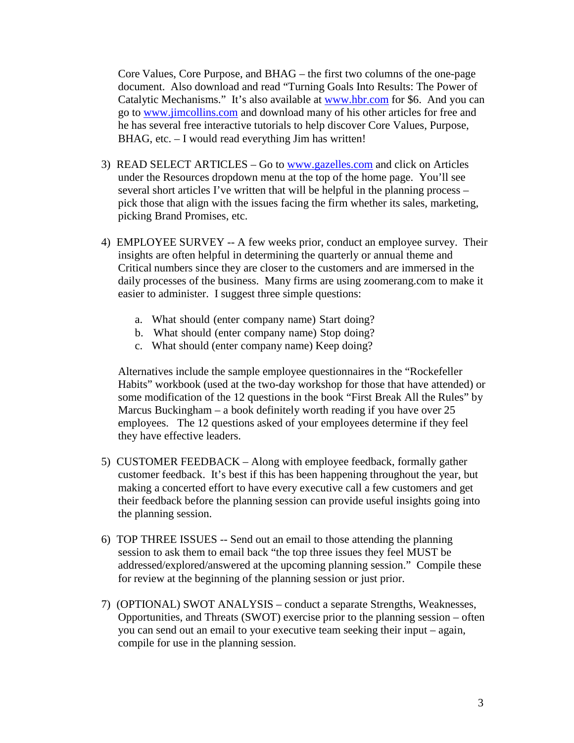Core Values, Core Purpose, and BHAG – the first two columns of the one-page document. Also download and read "Turning Goals Into Results: The Power of Catalytic Mechanisms." It's also available at www.hbr.com for $6. And you can go to www.jimcollins.com and download many of his other articles for free and he has several free interactive tutorials to help discover Core Values, Purpose, BHAG, etc. – I would read everything Jim has written!

3) READ SELECT ARTICLES – Go to www.gazelles.com and click on Articles under the Resources dropdown menu at the top of the home page. You'll see several short articles I've written that will be helpful in the planning process – pick those that align with the issues facing the firm whether its sales, marketing, picking Brand Promises, etc.

4) EMPLOYEE SURVEY -- A few weeks prior, conduct an employee survey. Their insights are often helpful in determining the quarterly or annual theme and Critical numbers since they are closer to the customers and are immersed in the daily processes of the business. Many firms are using zoomerang.com to make it easier to administer. I suggest three simple questions:

   a. What should (enter company name) Start doing?
   b. What should (enter company name) Stop doing?
   c. What should (enter company name) Keep doing?

   Alternatives include the sample employee questionnaires in the "Rockefeller Habits" workbook (used at the two-day workshop for those that have attended) or some modification of the 12 questions in the book "First Break All the Rules" by Marcus Buckingham – a book definitely worth reading if you have over 25 employees. The 12 questions asked of your employees determine if they feel they have effective leaders.

5) CUSTOMER FEEDBACK – Along with employee feedback, formally gather customer feedback. It's best if this has been happening throughout the year, but making a concerted effort to have every executive call a few customers and get their feedback before the planning session can provide useful insights going into the planning session.

6) TOP THREE ISSUES -- Send out an email to those attending the planning session to ask them to email back "the top three issues they feel MUST be addressed/explored/answered at the upcoming planning session." Compile these for review at the beginning of the planning session or just prior.

7) (OPTIONAL) SWOT ANALYSIS – conduct a separate Strengths, Weaknesses, Opportunities, and Threats (SWOT) exercise prior to the planning session – often you can send out an email to your executive team seeking their input – again, compile for use in the planning session.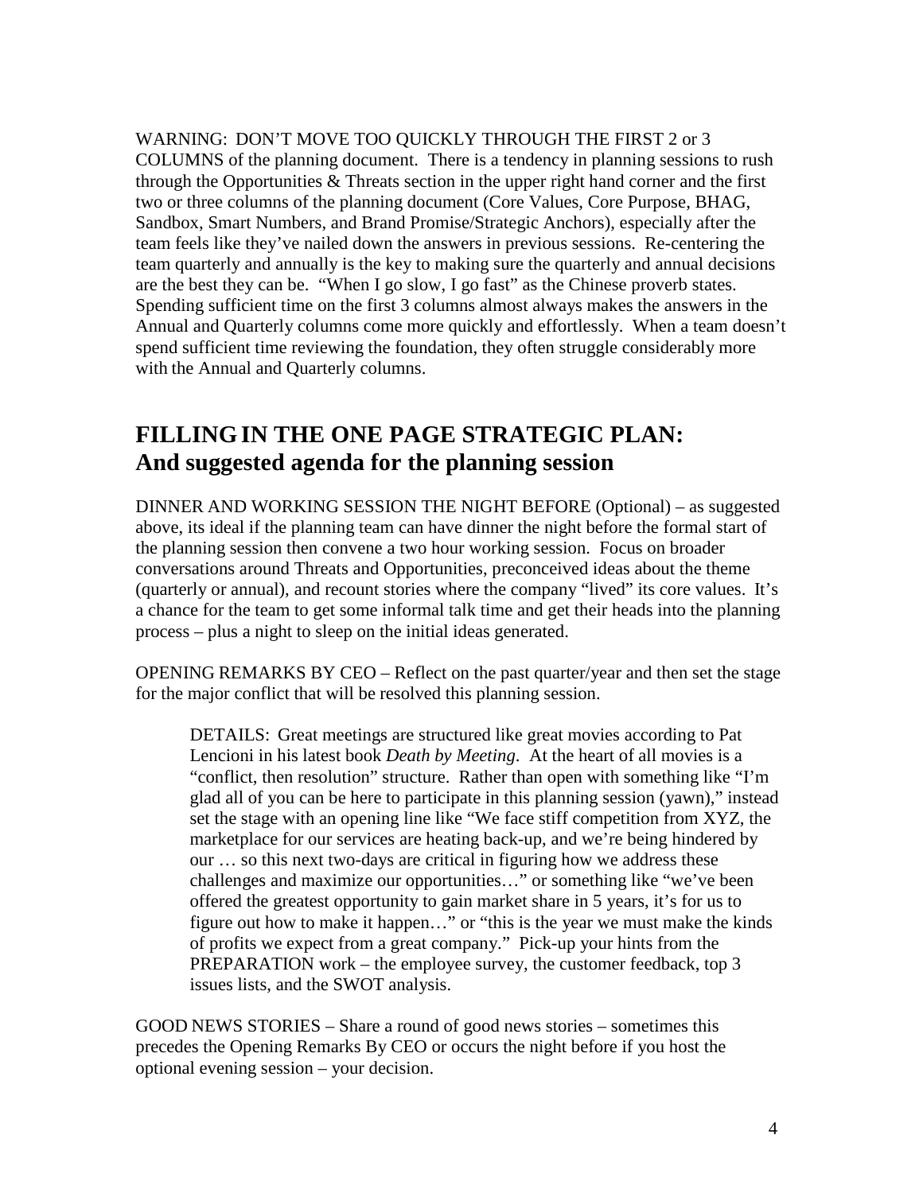WARNING: DON'T MOVE TOO QUICKLY THROUGH THE FIRST 2 or 3 COLUMNS of the planning document. There is a tendency in planning sessions to rush through the Opportunities & Threats section in the upper right hand corner and the first two or three columns of the planning document (Core Values, Core Purpose, BHAG, Sandbox, Smart Numbers, and Brand Promise/Strategic Anchors), especially after the team feels like they've nailed down the answers in previous sessions. Re-centering the team quarterly and annually is the key to making sure the quarterly and annual decisions are the best they can be. "When I go slow, I go fast" as the Chinese proverb states. Spending sufficient time on the first 3 columns almost always makes the answers in the Annual and Quarterly columns come more quickly and effortlessly. When a team doesn't spend sufficient time reviewing the foundation, they often struggle considerably more with the Annual and Quarterly columns.

## FILLING IN THE ONE PAGE STRATEGIC PLAN: And suggested agenda for the planning session

DINNER AND WORKING SESSION THE NIGHT BEFORE (Optional) – as suggested above, its ideal if the planning team can have dinner the night before the formal start of the planning session then convene a two hour working session. Focus on broader conversations around Threats and Opportunities, preconceived ideas about the theme (quarterly or annual), and recount stories where the company "lived" its core values. It's a chance for the team to get some informal talk time and get their heads into the planning process – plus a night to sleep on the initial ideas generated.

OPENING REMARKS BY CEO – Reflect on the past quarter/year and then set the stage for the major conflict that will be resolved this planning session.

> DETAILS: Great meetings are structured like great movies according to Pat Lencioni in his latest book *Death by Meeting*. At the heart of all movies is a "conflict, then resolution" structure. Rather than open with something like "I'm glad all of you can be here to participate in this planning session (yawn)," instead set the stage with an opening line like "We face stiff competition from XYZ, the marketplace for our services are heating back-up, and we're being hindered by our … so this next two-days are critical in figuring how we address these challenges and maximize our opportunities…" or something like "we've been offered the greatest opportunity to gain market share in 5 years, it's for us to figure out how to make it happen…" or "this is the year we must make the kinds of profits we expect from a great company." Pick-up your hints from the PREPARATION work – the employee survey, the customer feedback, top 3 issues lists, and the SWOT analysis.

GOOD NEWS STORIES – Share a round of good news stories – sometimes this precedes the Opening Remarks By CEO or occurs the night before if you host the optional evening session – your decision.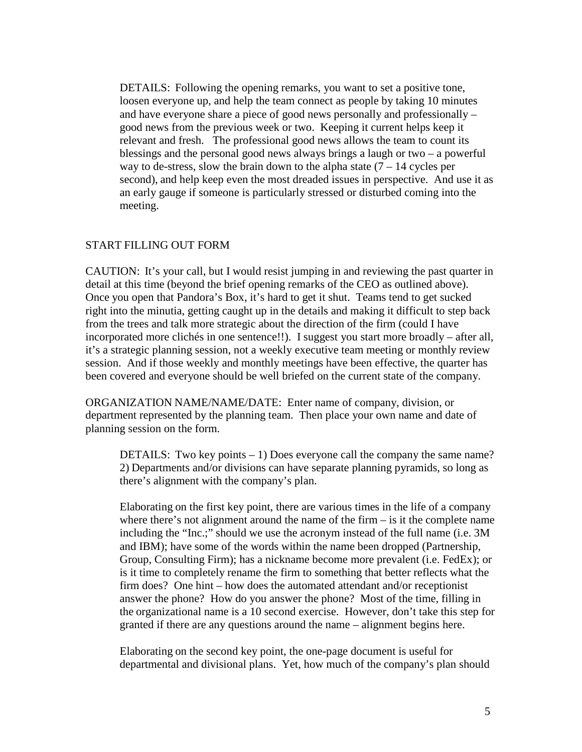DETAILS: Following the opening remarks, you want to set a positive tone, loosen everyone up, and help the team connect as people by taking 10 minutes and have everyone share a piece of good news personally and professionally – good news from the previous week or two. Keeping it current helps keep it relevant and fresh. The professional good news allows the team to count its blessings and the personal good news always brings a laugh or two – a powerful way to de-stress, slow the brain down to the alpha state (7 – 14 cycles per second), and help keep even the most dreaded issues in perspective. And use it as an early gauge if someone is particularly stressed or disturbed coming into the meeting.

START FILLING OUT FORM

CAUTION: It's your call, but I would resist jumping in and reviewing the past quarter in detail at this time (beyond the brief opening remarks of the CEO as outlined above). Once you open that Pandora's Box, it's hard to get it shut. Teams tend to get sucked right into the minutia, getting caught up in the details and making it difficult to step back from the trees and talk more strategic about the direction of the firm (could I have incorporated more clichés in one sentence!!). I suggest you start more broadly – after all, it's a strategic planning session, not a weekly executive team meeting or monthly review session. And if those weekly and monthly meetings have been effective, the quarter has been covered and everyone should be well briefed on the current state of the company.

ORGANIZATION NAME/NAME/DATE: Enter name of company, division, or department represented by the planning team. Then place your own name and date of planning session on the form.

DETAILS: Two key points – 1) Does everyone call the company the same name? 2) Departments and/or divisions can have separate planning pyramids, so long as there's alignment with the company's plan.

Elaborating on the first key point, there are various times in the life of a company where there's not alignment around the name of the firm – is it the complete name including the "Inc.;" should we use the acronym instead of the full name (i.e. 3M and IBM); have some of the words within the name been dropped (Partnership, Group, Consulting Firm); has a nickname become more prevalent (i.e. FedEx); or is it time to completely rename the firm to something that better reflects what the firm does? One hint – how does the automated attendant and/or receptionist answer the phone? How do you answer the phone? Most of the time, filling in the organizational name is a 10 second exercise. However, don't take this step for granted if there are any questions around the name – alignment begins here.

Elaborating on the second key point, the one-page document is useful for departmental and divisional plans. Yet, how much of the company's plan should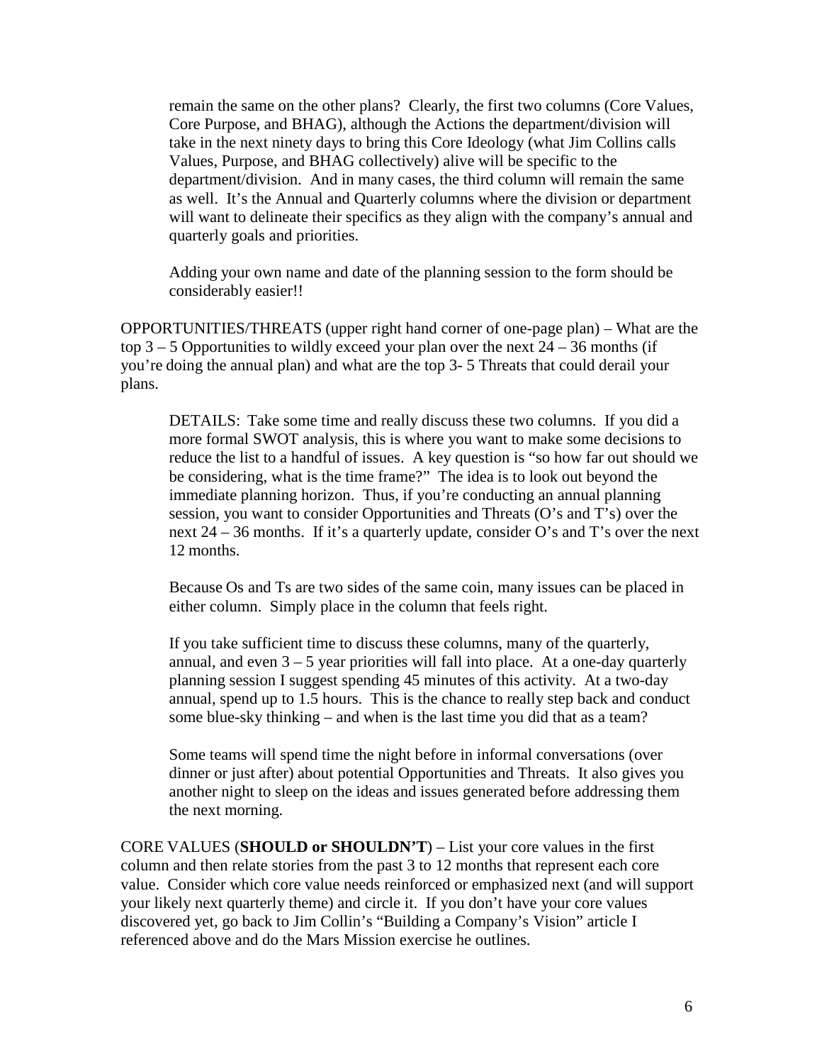remain the same on the other plans? Clearly, the first two columns (Core Values, Core Purpose, and BHAG), although the Actions the department/division will take in the next ninety days to bring this Core Ideology (what Jim Collins calls Values, Purpose, and BHAG collectively) alive will be specific to the department/division. And in many cases, the third column will remain the same as well. It's the Annual and Quarterly columns where the division or department will want to delineate their specifics as they align with the company's annual and quarterly goals and priorities.

Adding your own name and date of the planning session to the form should be considerably easier!!

OPPORTUNITIES/THREATS (upper right hand corner of one-page plan) – What are the top 3 – 5 Opportunities to wildly exceed your plan over the next 24 – 36 months (if you're doing the annual plan) and what are the top 3- 5 Threats that could derail your plans.

DETAILS: Take some time and really discuss these two columns. If you did a more formal SWOT analysis, this is where you want to make some decisions to reduce the list to a handful of issues. A key question is "so how far out should we be considering, what is the time frame?" The idea is to look out beyond the immediate planning horizon. Thus, if you're conducting an annual planning session, you want to consider Opportunities and Threats (O's and T's) over the next 24 – 36 months. If it's a quarterly update, consider O's and T's over the next 12 months.

Because Os and Ts are two sides of the same coin, many issues can be placed in either column. Simply place in the column that feels right.

If you take sufficient time to discuss these columns, many of the quarterly, annual, and even 3 – 5 year priorities will fall into place. At a one-day quarterly planning session I suggest spending 45 minutes of this activity. At a two-day annual, spend up to 1.5 hours. This is the chance to really step back and conduct some blue-sky thinking – and when is the last time you did that as a team?

Some teams will spend time the night before in informal conversations (over dinner or just after) about potential Opportunities and Threats. It also gives you another night to sleep on the ideas and issues generated before addressing them the next morning.

CORE VALUES (**SHOULD or SHOULDN'T**) – List your core values in the first column and then relate stories from the past 3 to 12 months that represent each core value. Consider which core value needs reinforced or emphasized next (and will support your likely next quarterly theme) and circle it. If you don't have your core values discovered yet, go back to Jim Collin's "Building a Company's Vision" article I referenced above and do the Mars Mission exercise he outlines.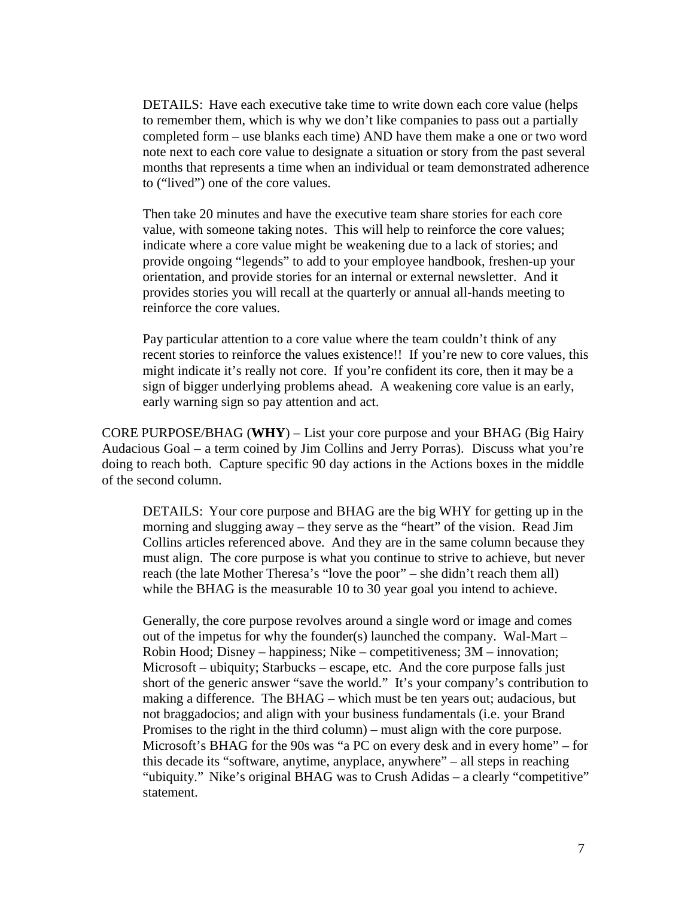DETAILS: Have each executive take time to write down each core value (helps to remember them, which is why we don't like companies to pass out a partially completed form – use blanks each time) AND have them make a one or two word note next to each core value to designate a situation or story from the past several months that represents a time when an individual or team demonstrated adherence to ("lived") one of the core values.

Then take 20 minutes and have the executive team share stories for each core value, with someone taking notes. This will help to reinforce the core values; indicate where a core value might be weakening due to a lack of stories; and provide ongoing "legends" to add to your employee handbook, freshen-up your orientation, and provide stories for an internal or external newsletter. And it provides stories you will recall at the quarterly or annual all-hands meeting to reinforce the core values.

Pay particular attention to a core value where the team couldn't think of any recent stories to reinforce the values existence!! If you're new to core values, this might indicate it's really not core. If you're confident its core, then it may be a sign of bigger underlying problems ahead. A weakening core value is an early, early warning sign so pay attention and act.

CORE PURPOSE/BHAG (**WHY**) – List your core purpose and your BHAG (Big Hairy Audacious Goal – a term coined by Jim Collins and Jerry Porras). Discuss what you're doing to reach both. Capture specific 90 day actions in the Actions boxes in the middle of the second column.

DETAILS: Your core purpose and BHAG are the big WHY for getting up in the morning and slugging away – they serve as the "heart" of the vision. Read Jim Collins articles referenced above. And they are in the same column because they must align. The core purpose is what you continue to strive to achieve, but never reach (the late Mother Theresa's "love the poor" – she didn't reach them all) while the BHAG is the measurable 10 to 30 year goal you intend to achieve.

Generally, the core purpose revolves around a single word or image and comes out of the impetus for why the founder(s) launched the company. Wal-Mart – Robin Hood; Disney – happiness; Nike – competitiveness; 3M – innovation; Microsoft – ubiquity; Starbucks – escape, etc. And the core purpose falls just short of the generic answer "save the world." It's your company's contribution to making a difference. The BHAG – which must be ten years out; audacious, but not braggadocios; and align with your business fundamentals (i.e. your Brand Promises to the right in the third column) – must align with the core purpose. Microsoft's BHAG for the 90s was "a PC on every desk and in every home" – for this decade its "software, anytime, anyplace, anywhere" – all steps in reaching "ubiquity." Nike's original BHAG was to Crush Adidas – a clearly "competitive" statement.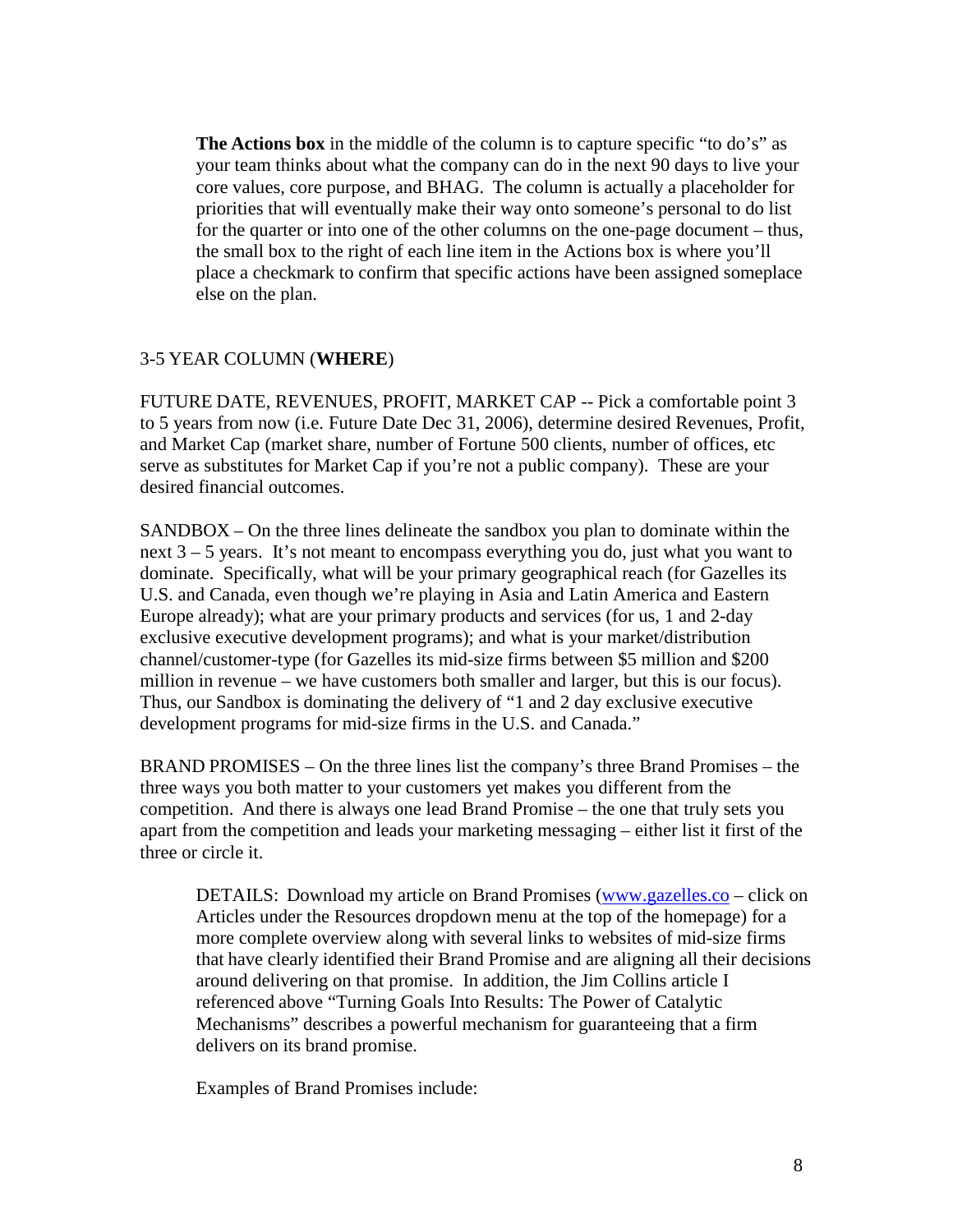**The Actions box** in the middle of the column is to capture specific "to do's" as your team thinks about what the company can do in the next 90 days to live your core values, core purpose, and BHAG. The column is actually a placeholder for priorities that will eventually make their way onto someone's personal to do list for the quarter or into one of the other columns on the one-page document – thus, the small box to the right of each line item in the Actions box is where you'll place a checkmark to confirm that specific actions have been assigned someplace else on the plan.

3-5 YEAR COLUMN (**WHERE**)

FUTURE DATE, REVENUES, PROFIT, MARKET CAP -- Pick a comfortable point 3 to 5 years from now (i.e. Future Date Dec 31, 2006), determine desired Revenues, Profit, and Market Cap (market share, number of Fortune 500 clients, number of offices, etc serve as substitutes for Market Cap if you're not a public company). These are your desired financial outcomes.

SANDBOX – On the three lines delineate the sandbox you plan to dominate within the next 3 – 5 years. It's not meant to encompass everything you do, just what you want to dominate. Specifically, what will be your primary geographical reach (for Gazelles its U.S. and Canada, even though we're playing in Asia and Latin America and Eastern Europe already); what are your primary products and services (for us, 1 and 2-day exclusive executive development programs); and what is your market/distribution channel/customer-type (for Gazelles its mid-size firms between $5 million and $200 million in revenue – we have customers both smaller and larger, but this is our focus). Thus, our Sandbox is dominating the delivery of "1 and 2 day exclusive executive development programs for mid-size firms in the U.S. and Canada."

BRAND PROMISES – On the three lines list the company's three Brand Promises – the three ways you both matter to your customers yet makes you different from the competition. And there is always one lead Brand Promise – the one that truly sets you apart from the competition and leads your marketing messaging – either list it first of the three or circle it.

DETAILS: Download my article on Brand Promises ([www.gazelles.co](www.gazelles.co) – click on Articles under the Resources dropdown menu at the top of the homepage) for a more complete overview along with several links to websites of mid-size firms that have clearly identified their Brand Promise and are aligning all their decisions around delivering on that promise. In addition, the Jim Collins article I referenced above "Turning Goals Into Results: The Power of Catalytic Mechanisms" describes a powerful mechanism for guaranteeing that a firm delivers on its brand promise.

Examples of Brand Promises include: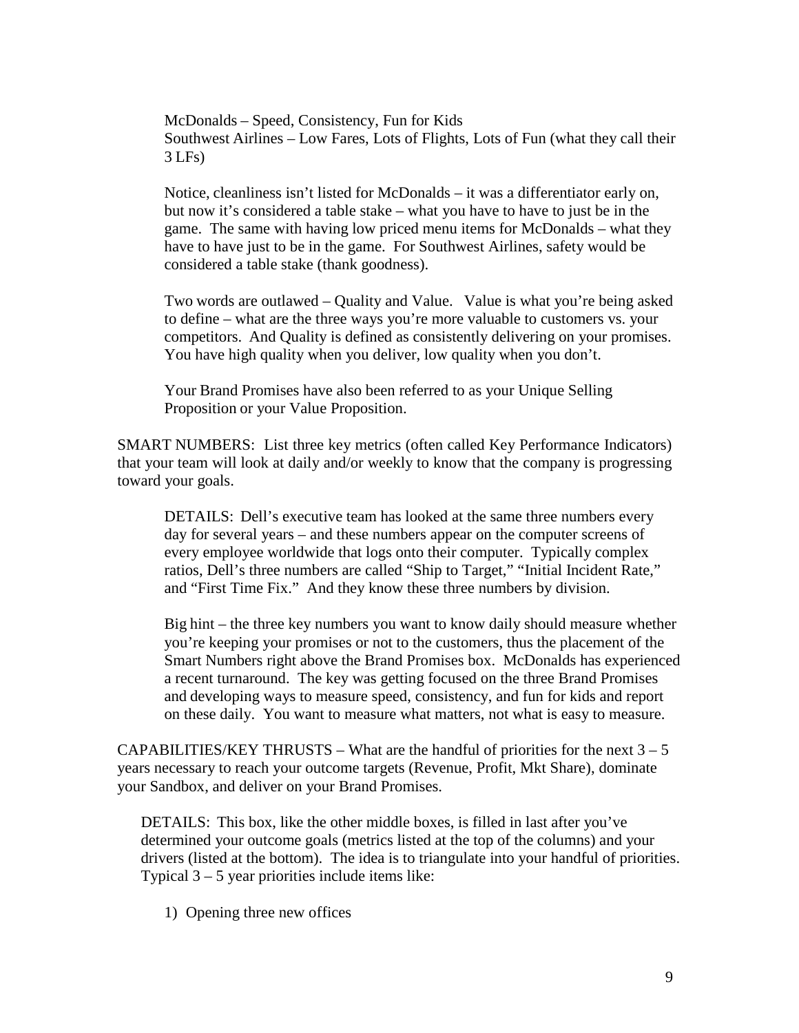McDonalds – Speed, Consistency, Fun for Kids
Southwest Airlines – Low Fares, Lots of Flights, Lots of Fun (what they call their 3 LFs)

Notice, cleanliness isn't listed for McDonalds – it was a differentiator early on, but now it's considered a table stake – what you have to have to just be in the game. The same with having low priced menu items for McDonalds – what they have to have just to be in the game. For Southwest Airlines, safety would be considered a table stake (thank goodness).

Two words are outlawed – Quality and Value. Value is what you're being asked to define – what are the three ways you're more valuable to customers vs. your competitors. And Quality is defined as consistently delivering on your promises. You have high quality when you deliver, low quality when you don't.

Your Brand Promises have also been referred to as your Unique Selling Proposition or your Value Proposition.

SMART NUMBERS: List three key metrics (often called Key Performance Indicators) that your team will look at daily and/or weekly to know that the company is progressing toward your goals.

DETAILS: Dell's executive team has looked at the same three numbers every day for several years – and these numbers appear on the computer screens of every employee worldwide that logs onto their computer. Typically complex ratios, Dell's three numbers are called "Ship to Target," "Initial Incident Rate," and "First Time Fix." And they know these three numbers by division.

Big hint – the three key numbers you want to know daily should measure whether you're keeping your promises or not to the customers, thus the placement of the Smart Numbers right above the Brand Promises box. McDonalds has experienced a recent turnaround. The key was getting focused on the three Brand Promises and developing ways to measure speed, consistency, and fun for kids and report on these daily. You want to measure what matters, not what is easy to measure.

CAPABILITIES/KEY THRUSTS – What are the handful of priorities for the next 3 – 5 years necessary to reach your outcome targets (Revenue, Profit, Mkt Share), dominate your Sandbox, and deliver on your Brand Promises.

DETAILS: This box, like the other middle boxes, is filled in last after you've determined your outcome goals (metrics listed at the top of the columns) and your drivers (listed at the bottom). The idea is to triangulate into your handful of priorities. Typical 3 – 5 year priorities include items like:

1) Opening three new offices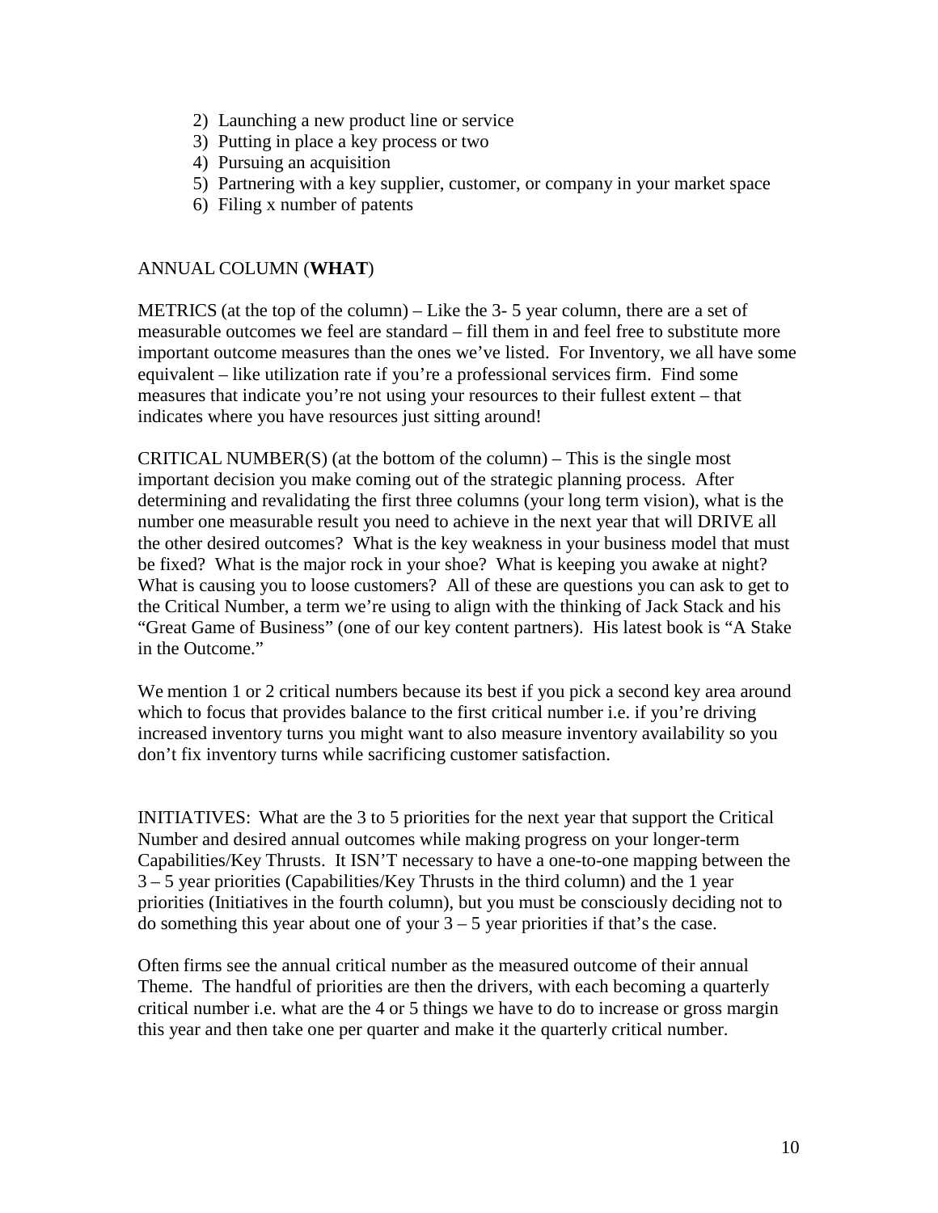2) Launching a new product line or service
3) Putting in place a key process or two
4) Pursuing an acquisition
5) Partnering with a key supplier, customer, or company in your market space
6) Filing x number of patents

ANNUAL COLUMN (**WHAT**)

METRICS (at the top of the column) – Like the 3- 5 year column, there are a set of measurable outcomes we feel are standard – fill them in and feel free to substitute more important outcome measures than the ones we've listed. For Inventory, we all have some equivalent – like utilization rate if you're a professional services firm. Find some measures that indicate you're not using your resources to their fullest extent – that indicates where you have resources just sitting around!

CRITICAL NUMBER(S) (at the bottom of the column) – This is the single most important decision you make coming out of the strategic planning process. After determining and revalidating the first three columns (your long term vision), what is the number one measurable result you need to achieve in the next year that will DRIVE all the other desired outcomes? What is the key weakness in your business model that must be fixed? What is the major rock in your shoe? What is keeping you awake at night? What is causing you to loose customers? All of these are questions you can ask to get to the Critical Number, a term we're using to align with the thinking of Jack Stack and his "Great Game of Business" (one of our key content partners). His latest book is "A Stake in the Outcome."

We mention 1 or 2 critical numbers because its best if you pick a second key area around which to focus that provides balance to the first critical number i.e. if you're driving increased inventory turns you might want to also measure inventory availability so you don't fix inventory turns while sacrificing customer satisfaction.

INITIATIVES: What are the 3 to 5 priorities for the next year that support the Critical Number and desired annual outcomes while making progress on your longer-term Capabilities/Key Thrusts. It ISN'T necessary to have a one-to-one mapping between the 3 – 5 year priorities (Capabilities/Key Thrusts in the third column) and the 1 year priorities (Initiatives in the fourth column), but you must be consciously deciding not to do something this year about one of your 3 – 5 year priorities if that's the case.

Often firms see the annual critical number as the measured outcome of their annual Theme. The handful of priorities are then the drivers, with each becoming a quarterly critical number i.e. what are the 4 or 5 things we have to do to increase or gross margin this year and then take one per quarter and make it the quarterly critical number.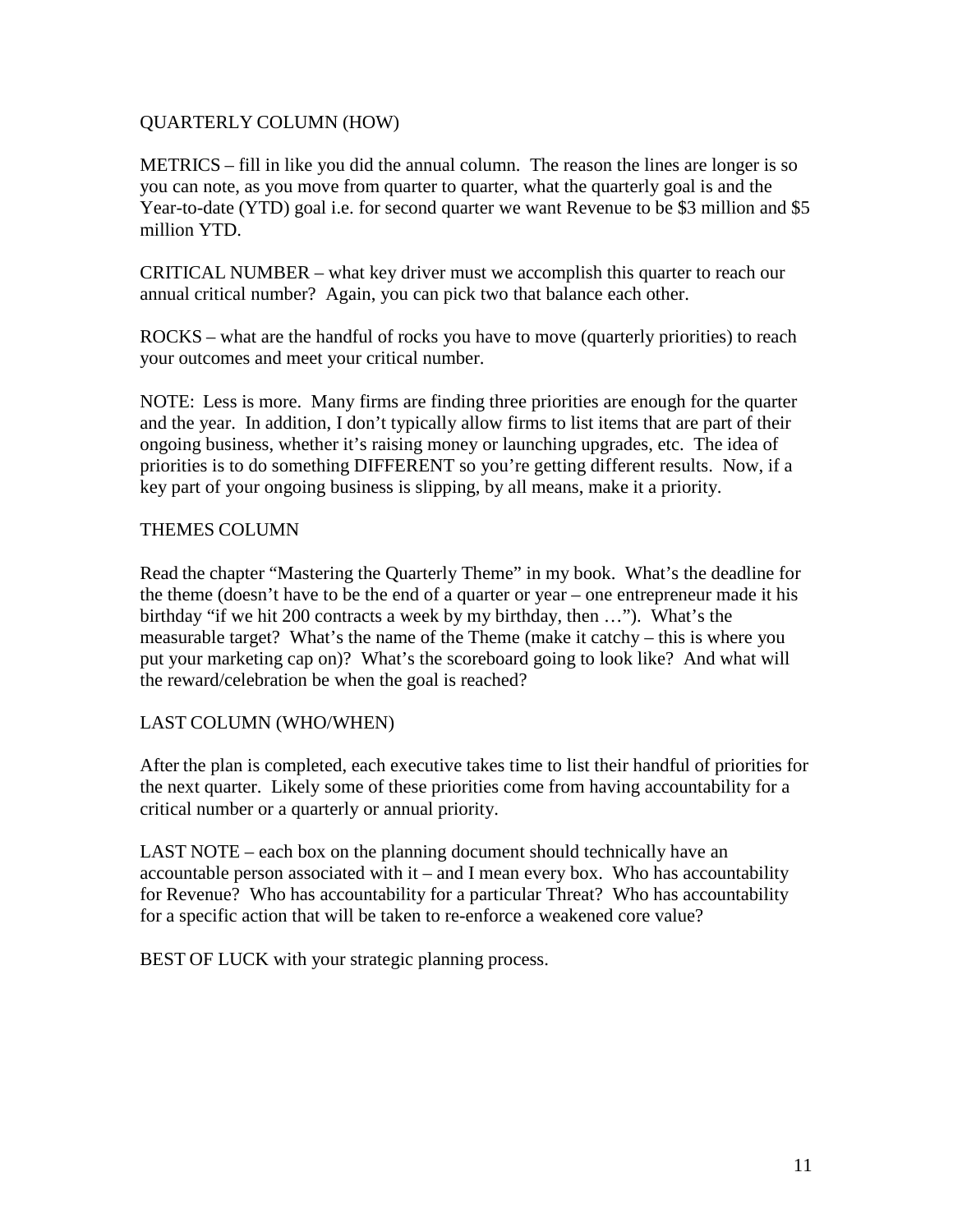## QUARTERLY COLUMN (HOW)

METRICS – fill in like you did the annual column. The reason the lines are longer is so you can note, as you move from quarter to quarter, what the quarterly goal is and the Year-to-date (YTD) goal i.e. for second quarter we want Revenue to be $3 million and $5 million YTD.

CRITICAL NUMBER – what key driver must we accomplish this quarter to reach our annual critical number? Again, you can pick two that balance each other.

ROCKS – what are the handful of rocks you have to move (quarterly priorities) to reach your outcomes and meet your critical number.

NOTE: Less is more. Many firms are finding three priorities are enough for the quarter and the year. In addition, I don't typically allow firms to list items that are part of their ongoing business, whether it's raising money or launching upgrades, etc. The idea of priorities is to do something DIFFERENT so you're getting different results. Now, if a key part of your ongoing business is slipping, by all means, make it a priority.

## THEMES COLUMN

Read the chapter "Mastering the Quarterly Theme" in my book. What's the deadline for the theme (doesn't have to be the end of a quarter or year – one entrepreneur made it his birthday "if we hit 200 contracts a week by my birthday, then …"). What's the measurable target? What's the name of the Theme (make it catchy – this is where you put your marketing cap on)? What's the scoreboard going to look like? And what will the reward/celebration be when the goal is reached?

## LAST COLUMN (WHO/WHEN)

After the plan is completed, each executive takes time to list their handful of priorities for the next quarter. Likely some of these priorities come from having accountability for a critical number or a quarterly or annual priority.

LAST NOTE – each box on the planning document should technically have an accountable person associated with it – and I mean every box. Who has accountability for Revenue? Who has accountability for a particular Threat? Who has accountability for a specific action that will be taken to re-enforce a weakened core value?

BEST OF LUCK with your strategic planning process.